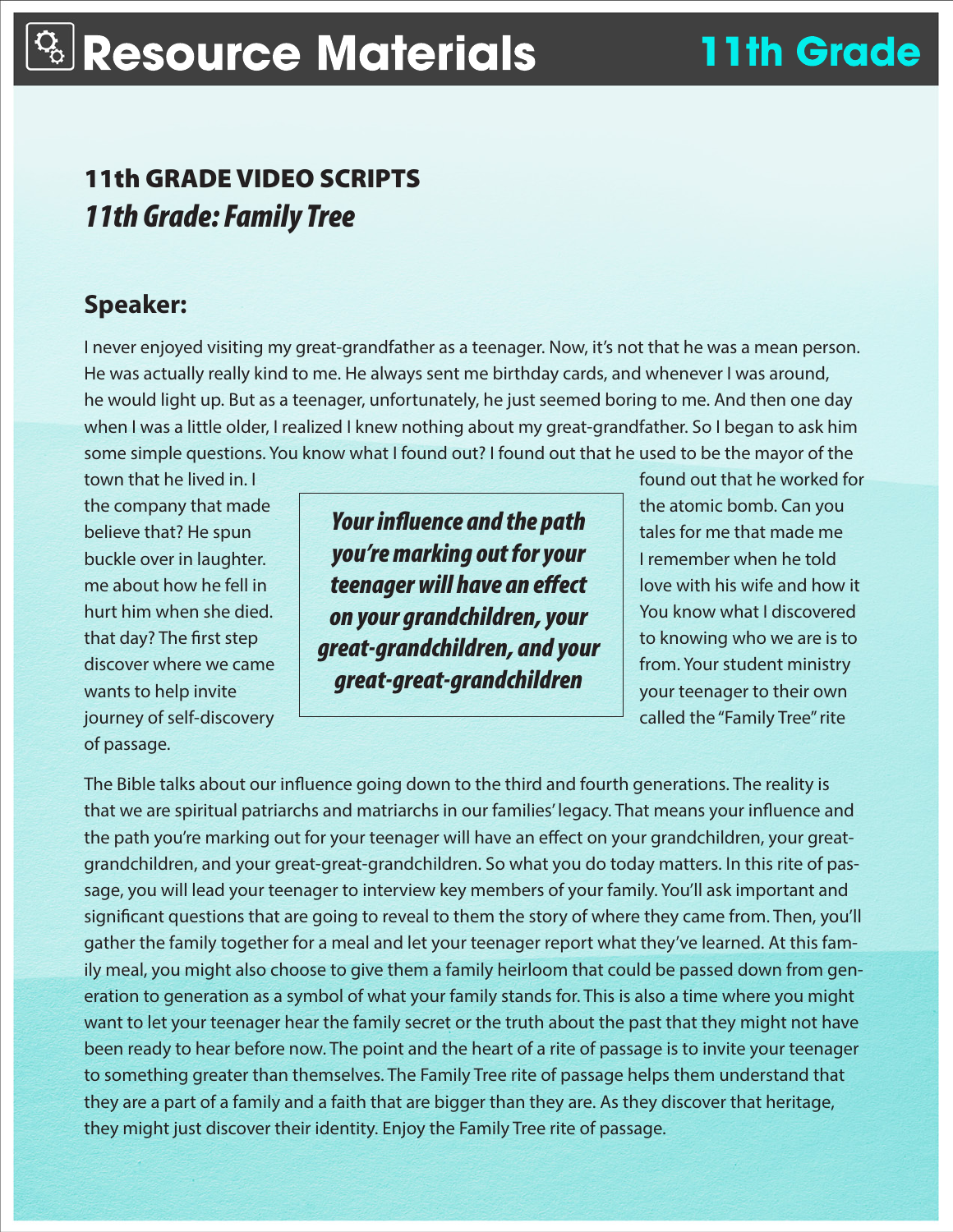# Resource Materials

## 11th Grade

### 11th GRADE VIDEO SCRIPTS

### *11th Grade: Family Tree*

### Speaker:

I never enjoyed visiting my great-grandfather as a teenager. Now, it's not that he was a mean person. He was actually really kind to me. He always sent me birthday cards, and whenever I was around, he would light up. But as a teenager, unfortunately, he just seemed boring to me. And then one day when I was a little older, I realized I knew nothing about my great-grandfather. So I began to ask him some simple questions. You know what I found out? I found out that he used to be the mayor of the town that he lived in. I found out that he worked for the company that made the atomic bomb. Can you believe that? He spun tales for me that made me buckle over in laughter. I remember when he told me about how he fell in love with his wife and how it hurt him when she died. You know what I discovered that day? The first step to knowing who we are is to discover where we came from. Your student ministry wants to help invite your teenager to their own journey of self-discovery called the "Family Tree" rite of passage.

> ***Your influence and the path you're marking out for your teenager will have an effect on your grandchildren, your great-grandchildren, and your great-great-grandchildren***

The Bible talks about our influence going down to the third and fourth generations. The reality is that we are spiritual patriarchs and matriarchs in our families' legacy. That means your influence and the path you're marking out for your teenager will have an effect on your grandchildren, your great-grandchildren, and your great-great-grandchildren. So what you do today matters. In this rite of passage, you will lead your teenager to interview key members of your family. You'll ask important and significant questions that are going to reveal to them the story of where they came from. Then, you'll gather the family together for a meal and let your teenager report what they've learned. At this family meal, you might also choose to give them a family heirloom that could be passed down from generation to generation as a symbol of what your family stands for. This is also a time where you might want to let your teenager hear the family secret or the truth about the past that they might not have been ready to hear before now. The point and the heart of a rite of passage is to invite your teenager to something greater than themselves. The Family Tree rite of passage helps them understand that they are a part of a family and a faith that are bigger than they are. As they discover that heritage, they might just discover their identity. Enjoy the Family Tree rite of passage.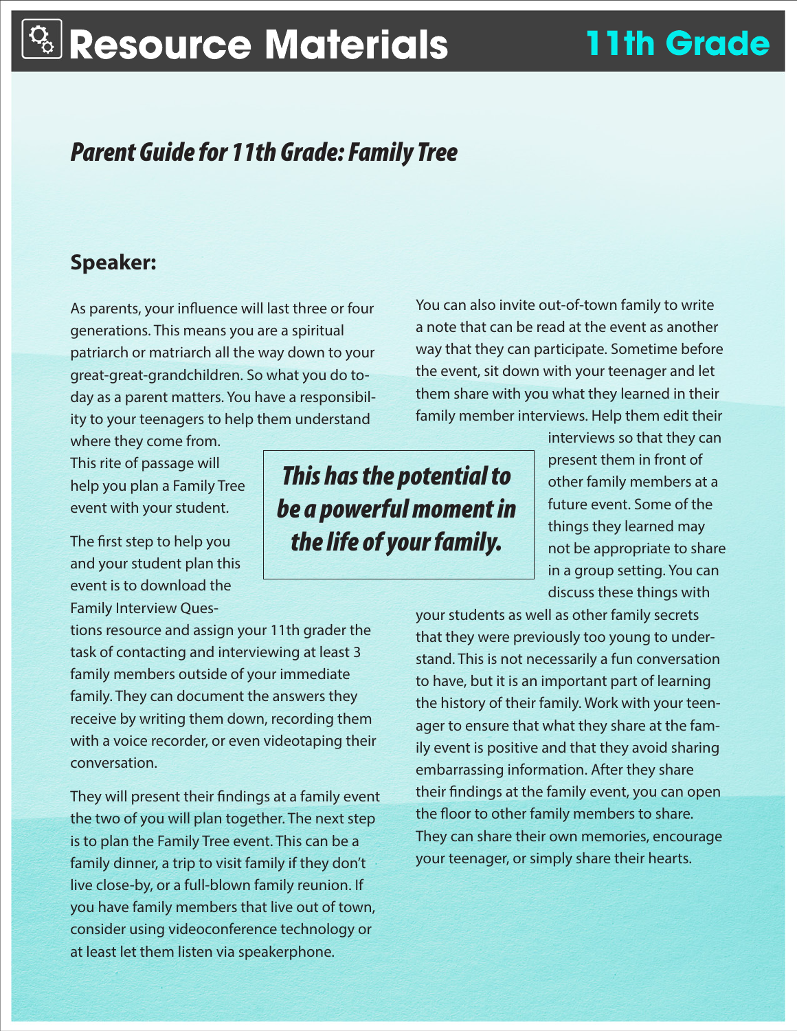# Resource Materials — 11th Grade

## *Parent Guide for 11th Grade: Family Tree*

### Speaker:

As parents, your influence will last three or four generations. This means you are a spiritual patriarch or matriarch all the way down to your great-great-grandchildren. So what you do today as a parent matters. You have a responsibility to your teenagers to help them understand where they come from. This rite of passage will help you plan a Family Tree event with your student.

The first step to help you and your student plan this event is to download the Family Interview Questions resource and assign your 11th grader the task of contacting and interviewing at least 3 family members outside of your immediate family. They can document the answers they receive by writing them down, recording them with a voice recorder, or even videotaping their conversation.

They will present their findings at a family event the two of you will plan together. The next step is to plan the Family Tree event. This can be a family dinner, a trip to visit family if they don't live close-by, or a full-blown family reunion. If you have family members that live out of town, consider using videoconference technology or at least let them listen via speakerphone.

***This has the potential to be a powerful moment in the life of your family.***

You can also invite out-of-town family to write a note that can be read at the event as another way that they can participate. Sometime before the event, sit down with your teenager and let them share with you what they learned in their family member interviews. Help them edit their interviews so that they can present them in front of other family members at a future event. Some of the things they learned may not be appropriate to share in a group setting. You can discuss these things with your students as well as other family secrets that they were previously too young to understand. This is not necessarily a fun conversation to have, but it is an important part of learning the history of their family. Work with your teenager to ensure that what they share at the family event is positive and that they avoid sharing embarrassing information. After they share their findings at the family event, you can open the floor to other family members to share. They can share their own memories, encourage your teenager, or simply share their hearts.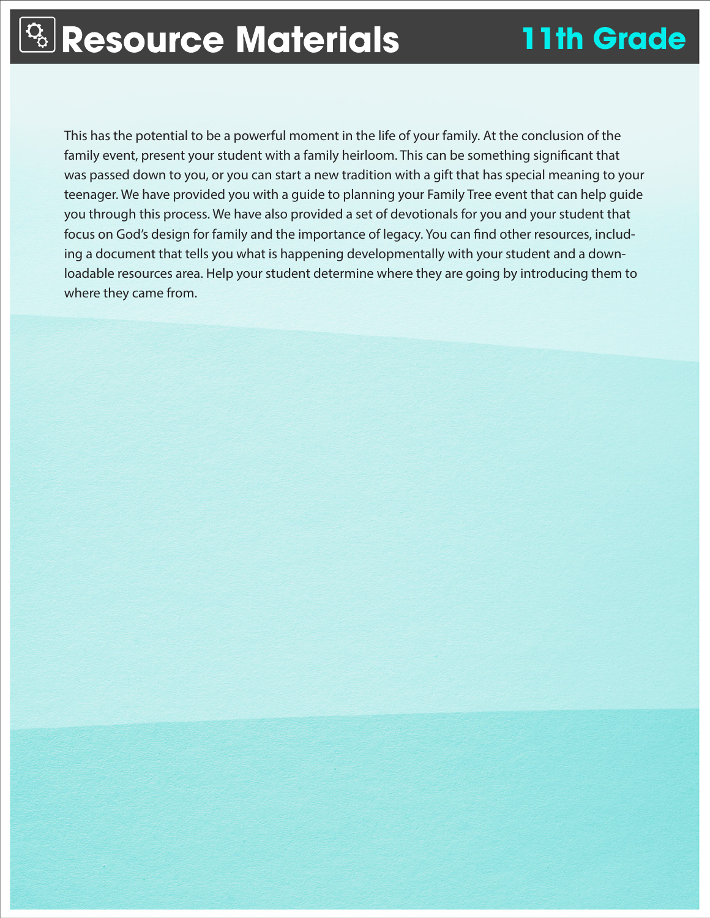# Resource Materials

## 11th Grade

This has the potential to be a powerful moment in the life of your family. At the conclusion of the family event, present your student with a family heirloom. This can be something significant that was passed down to you, or you can start a new tradition with a gift that has special meaning to your teenager. We have provided you with a guide to planning your Family Tree event that can help guide you through this process. We have also provided a set of devotionals for you and your student that focus on God's design for family and the importance of legacy. You can find other resources, including a document that tells you what is happening developmentally with your student and a downloadable resources area. Help your student determine where they are going by introducing them to where they came from.